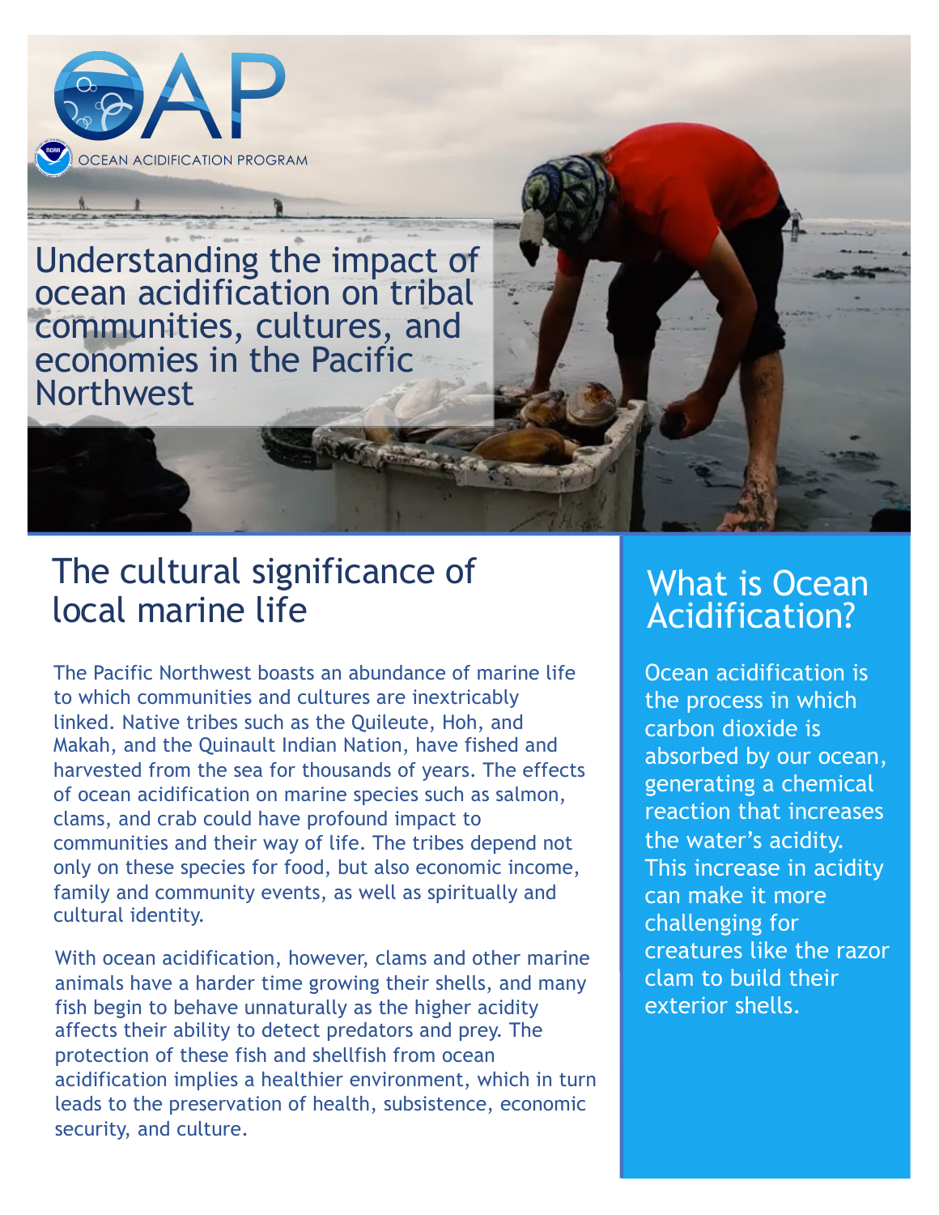OAP

OCEAN ACIDIFICATION PROGRAM

# Understanding the impact of ocean acidification on tribal communities, cultures, and economies in the Pacific Northwest

## The cultural significance of local marine life

The Pacific Northwest boasts an abundance of marine life to which communities and cultures are inextricably linked. Native tribes such as the Quileute, Hoh, and Makah, and the Quinault Indian Nation, have fished and harvested from the sea for thousands of years. The effects of ocean acidification on marine species such as salmon, clams, and crab could have profound impact to communities and their way of life. The tribes depend not only on these species for food, but also economic income, family and community events, as well as spiritually and cultural identity.

With ocean acidification, however, clams and other marine animals have a harder time growing their shells, and many fish begin to behave unnaturally as the higher acidity affects their ability to detect predators and prey. The protection of these fish and shellfish from ocean acidification implies a healthier environment, which in turn leads to the preservation of health, subsistence, economic security, and culture.

## What is Ocean Acidification?

Ocean acidification is the process in which carbon dioxide is absorbed by our ocean, generating a chemical reaction that increases the water's acidity. This increase in acidity can make it more challenging for creatures like the razor clam to build their exterior shells.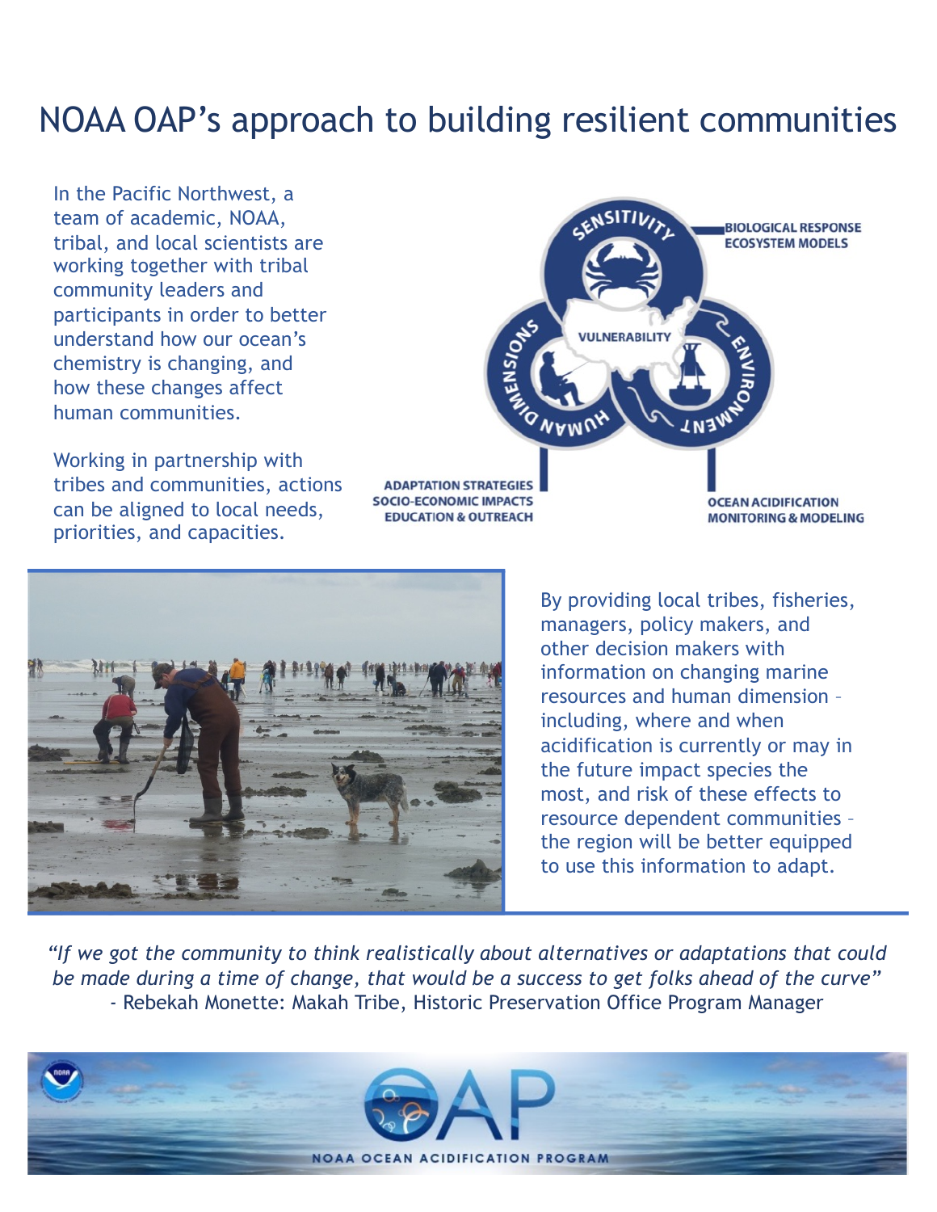# NOAA OAP's approach to building resilient communities

In the Pacific Northwest, a team of academic, NOAA, tribal, and local scientists are working together with tribal community leaders and participants in order to better understand how our ocean's chemistry is changing, and how these changes affect human communities.

Working in partnership with tribes and communities, actions can be aligned to local needs, priorities, and capacities.

SENSITIVITY
BIOLOGICAL RESPONSE
ECOSYSTEM MODELS

VULNERABILITY

HUMAN DIMENSIONS
ADAPTATION STRATEGIES
SOCIO-ECONOMIC IMPACTS
EDUCATION & OUTREACH

ENVIRONMENT
OCEAN ACIDIFICATION
MONITORING & MODELING

By providing local tribes, fisheries, managers, policy makers, and other decision makers with information on changing marine resources and human dimension – including, where and when acidification is currently or may in the future impact species the most, and risk of these effects to resource dependent communities – the region will be better equipped to use this information to adapt.

*"If we got the community to think realistically about alternatives or adaptations that could be made during a time of change, that would be a success to get folks ahead of the curve"*
- Rebekah Monette: Makah Tribe, Historic Preservation Office Program Manager

NOAA OCEAN ACIDIFICATION PROGRAM